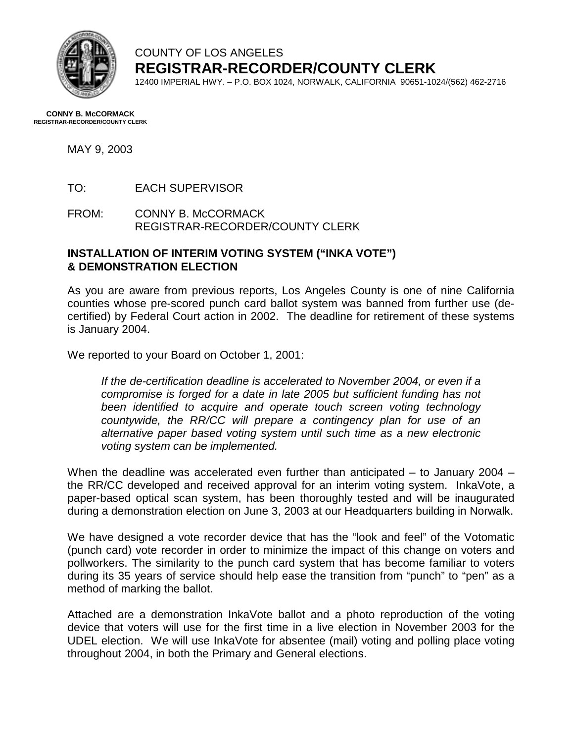COUNTY OF LOS ANGELES

**REGISTRAR-RECORDER/COUNTY CLERK**

12400 IMPERIAL HWY. – P.O. BOX 1024, NORWALK, CALIFORNIA 90651-1024/(562) 462-2716

**CONNY B. McCORMACK**
**REGISTRAR-RECORDER/COUNTY CLERK**

MAY 9, 2003

TO: EACH SUPERVISOR

FROM: CONNY B. McCORMACK
REGISTRAR-RECORDER/COUNTY CLERK

**INSTALLATION OF INTERIM VOTING SYSTEM ("INKA VOTE") & DEMONSTRATION ELECTION**

As you are aware from previous reports, Los Angeles County is one of nine California counties whose pre-scored punch card ballot system was banned from further use (de-certified) by Federal Court action in 2002. The deadline for retirement of these systems is January 2004.

We reported to your Board on October 1, 2001:

> *If the de-certification deadline is accelerated to November 2004, or even if a compromise is forged for a date in late 2005 but sufficient funding has not been identified to acquire and operate touch screen voting technology countywide, the RR/CC will prepare a contingency plan for use of an alternative paper based voting system until such time as a new electronic voting system can be implemented.*

When the deadline was accelerated even further than anticipated – to January 2004 – the RR/CC developed and received approval for an interim voting system. InkaVote, a paper-based optical scan system, has been thoroughly tested and will be inaugurated during a demonstration election on June 3, 2003 at our Headquarters building in Norwalk.

We have designed a vote recorder device that has the "look and feel" of the Votomatic (punch card) vote recorder in order to minimize the impact of this change on voters and pollworkers. The similarity to the punch card system that has become familiar to voters during its 35 years of service should help ease the transition from "punch" to "pen" as a method of marking the ballot.

Attached are a demonstration InkaVote ballot and a photo reproduction of the voting device that voters will use for the first time in a live election in November 2003 for the UDEL election. We will use InkaVote for absentee (mail) voting and polling place voting throughout 2004, in both the Primary and General elections.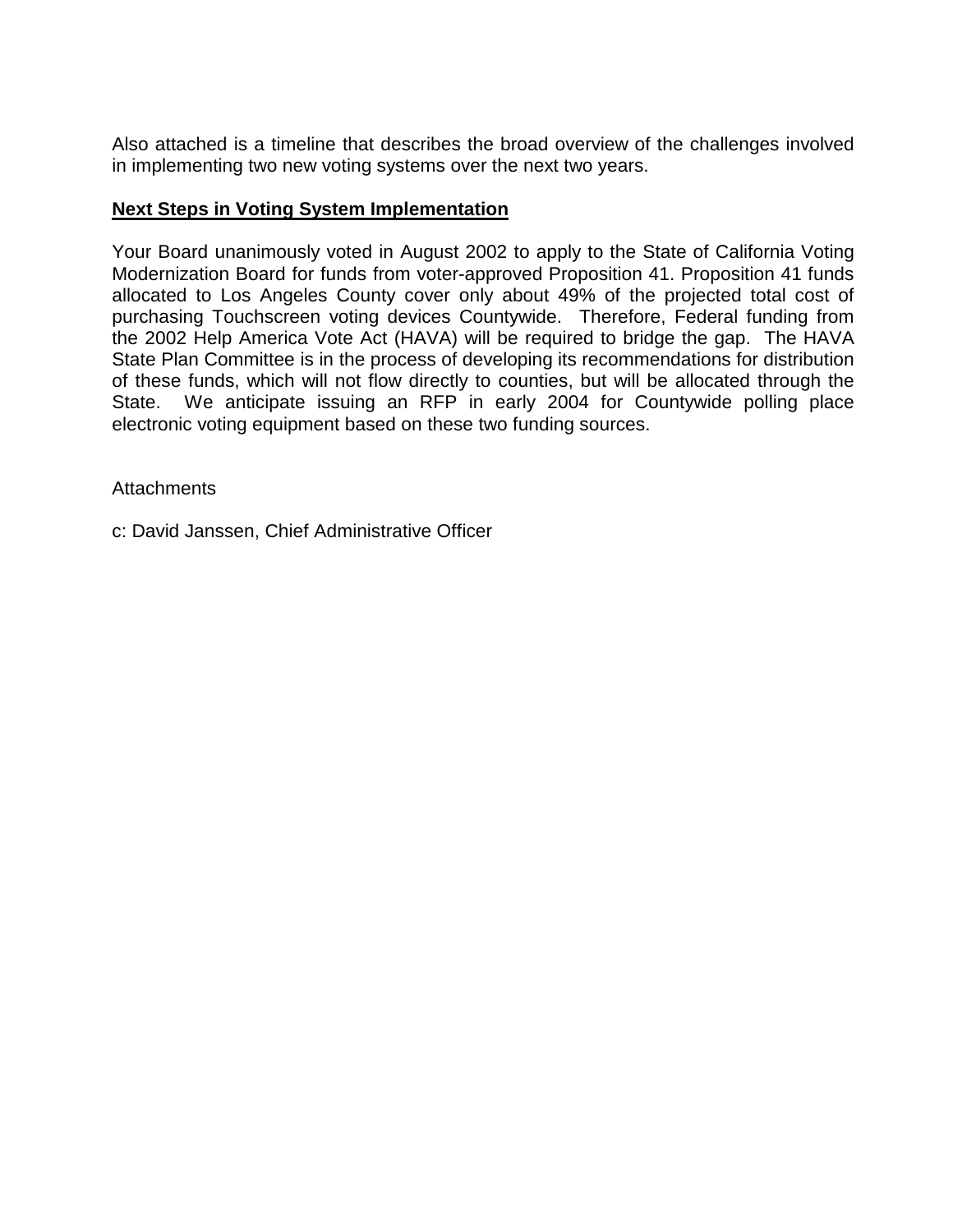Also attached is a timeline that describes the broad overview of the challenges involved in implementing two new voting systems over the next two years.

**Next Steps in Voting System Implementation**

Your Board unanimously voted in August 2002 to apply to the State of California Voting Modernization Board for funds from voter-approved Proposition 41. Proposition 41 funds allocated to Los Angeles County cover only about 49% of the projected total cost of purchasing Touchscreen voting devices Countywide. Therefore, Federal funding from the 2002 Help America Vote Act (HAVA) will be required to bridge the gap. The HAVA State Plan Committee is in the process of developing its recommendations for distribution of these funds, which will not flow directly to counties, but will be allocated through the State. We anticipate issuing an RFP in early 2004 for Countywide polling place electronic voting equipment based on these two funding sources.

Attachments

c: David Janssen, Chief Administrative Officer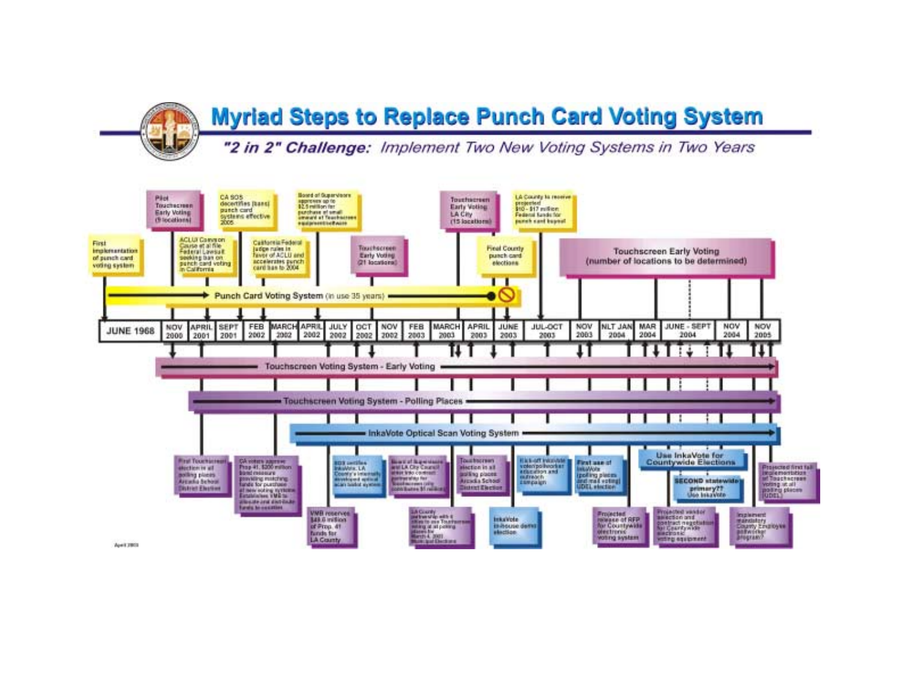# Myriad Steps to Replace Punch Card Voting System

*"2 in 2" Challenge: Implement Two New Voting Systems in Two Years*

First implementation of punch card voting system

Pilot Touchscreen Early Voting (9 locations)

ACLU/ Common Cause et al file Federal Lawsuit seeking ban on punch card voting in California

CA SOS decertifies (bans) punch card systems effective 2005

California Federal judge rules in favor of ACLU and accelerates punch card ban to 2004

Board of Supervisors approves up to $2.5 million for purchase of small amount of Touchscreen equipment/software

Touchscreen Early Voting (21 locations)

Touchscreen Early Voting LA City (15 locations)

Final County punch card elections

LA County to receive projected $10 - $17 million Federal funds for punch card buyout

Touchscreen Early Voting (number of locations to be determined)

Punch Card Voting System (in use 35 years)

JUNE 1968 | NOV 2000 | APRIL 2001 | SEPT 2001 | FEB 2002 | MARCH 2002 | APRIL 2002 | JULY 2002 | OCT 2002 | NOV 2002 | FEB 2003 | MARCH 2003 | APRIL 2003 | JUNE 2003 | JUL-OCT 2003 | NOV 2003 | NLT JAN 2004 | MAR 2004 | JUNE - SEPT 2004 | NOV 2004 | NOV 2005

Touchscreen Voting System - Early Voting

Touchscreen Voting System - Polling Places

InkaVote Optical Scan Voting System

First Touchscreen election in all polling places Arcadia School District Election

CA voters approve Prop 41, $200 million bond measure providing matching funds for purchase of new voting systems. Establishes VMB to allocate and distribute funds to counties

VMB reserves $49.0 million of Prop. 41 funds for LA County

SOS certifies InkaVote, LA County's internally developed optical scan ballot system

Board of Supervisors and LA City Council enter into contract partnership for Touchscreen (city contributes $1 million)

LA County partnership with 4 cities to use Touchscreen voting at all polling places for March 4, 2003 Municipal Elections

Touchscreen election in all polling places Arcadia School District Election

InkaVote in-house demo election

Kick-off InkaVote voter/pollworker education and outreach campaign

First use of InkaVote (polling places and mail voting) UDEL election

Projected release of RFP for Countywide electronic voting system

Use InkaVote for Countywide Elections

SECOND statewide primary?? Use InkaVote

Projected vendor selection and contract negotiation for Countywide electronic voting equipment

Implement mandatory County Employee pollworker program?

Projected first full implementation of Touchscreen voting at all polling places (UDEL)

April 2003